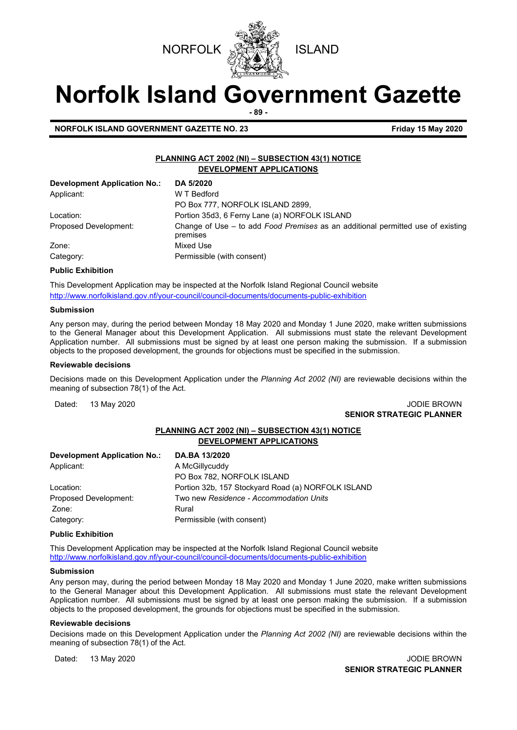NORFOLK ISLAND

# Norfolk Island Government Gazette

**NORFOLK ISLAND GOVERNMENT GAZETTE NO. 23** **Friday 15 May 2020**

## PLANNING ACT 2002 (NI) – SUBSECTION 43(1) NOTICE DEVELOPMENT APPLICATIONS

| **Development Application No.:** | **DA 5/2020** |
|---|---|
| Applicant: | W T Bedford<br>PO Box 777, NORFOLK ISLAND 2899, |
| Location: | Portion 35d3, 6 Ferny Lane (a) NORFOLK ISLAND |
| Proposed Development: | Change of Use – to add *Food Premises* as an additional permitted use of existing premises |
| Zone: | Mixed Use |
| Category: | Permissible (with consent) |

**Public Exhibition**

This Development Application may be inspected at the Norfolk Island Regional Council website http://www.norfolkisland.gov.nf/your-council/council-documents/documents-public-exhibition

**Submission**

Any person may, during the period between Monday 18 May 2020 and Monday 1 June 2020, make written submissions to the General Manager about this Development Application. All submissions must state the relevant Development Application number. All submissions must be signed by at least one person making the submission. If a submission objects to the proposed development, the grounds for objections must be specified in the submission.

**Reviewable decisions**

Decisions made on this Development Application under the *Planning Act 2002 (NI)* are reviewable decisions within the meaning of subsection 78(1) of the Act.

Dated: 13 May 2020

JODIE BROWN
**SENIOR STRATEGIC PLANNER**

## PLANNING ACT 2002 (NI) – SUBSECTION 43(1) NOTICE DEVELOPMENT APPLICATIONS

| **Development Application No.:** | **DA.BA 13/2020** |
|---|---|
| Applicant: | A McGillycuddy<br>PO Box 782, NORFOLK ISLAND |
| Location: | Portion 32b, 157 Stockyard Road (a) NORFOLK ISLAND |
| Proposed Development: | Two new *Residence - Accommodation Units* |
| Zone: | Rural |
| Category: | Permissible (with consent) |

**Public Exhibition**

This Development Application may be inspected at the Norfolk Island Regional Council website http://www.norfolkisland.gov.nf/your-council/council-documents/documents-public-exhibition

**Submission**

Any person may, during the period between Monday 18 May 2020 and Monday 1 June 2020, make written submissions to the General Manager about this Development Application. All submissions must state the relevant Development Application number. All submissions must be signed by at least one person making the submission. If a submission objects to the proposed development, the grounds for objections must be specified in the submission.

**Reviewable decisions**

Decisions made on this Development Application under the *Planning Act 2002 (NI)* are reviewable decisions within the meaning of subsection 78(1) of the Act.

Dated: 13 May 2020

JODIE BROWN
**SENIOR STRATEGIC PLANNER**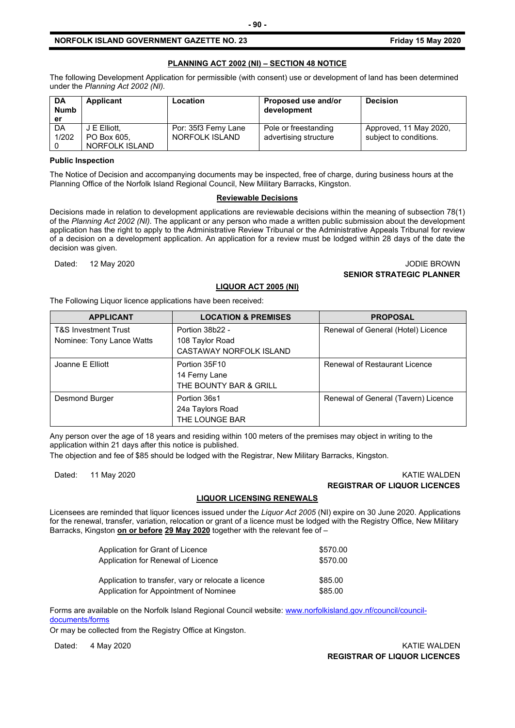## PLANNING ACT 2002 (NI) – SECTION 48 NOTICE

The following Development Application for permissible (with consent) use or development of land has been determined under the *Planning Act 2002 (NI).*

| DA Number | Applicant | Location | Proposed use and/or development | Decision |
|---|---|---|---|---|
| DA 1/2020 | J E Elliott, PO Box 605, NORFOLK ISLAND | Por: 35f3 Ferny Lane NORFOLK ISLAND | Pole or freestanding advertising structure | Approved, 11 May 2020, subject to conditions. |

**Public Inspection**

The Notice of Decision and accompanying documents may be inspected, free of charge, during business hours at the Planning Office of the Norfolk Island Regional Council, New Military Barracks, Kingston.

**Reviewable Decisions**

Decisions made in relation to development applications are reviewable decisions within the meaning of subsection 78(1) of the *Planning Act 2002 (NI).* The applicant or any person who made a written public submission about the development application has the right to apply to the Administrative Review Tribunal or the Administrative Appeals Tribunal for review of a decision on a development application. An application for a review must be lodged within 28 days of the date the decision was given.

Dated: 12 May 2020

JODIE BROWN
**SENIOR STRATEGIC PLANNER**

## LIQUOR ACT 2005 (NI)

The Following Liquor licence applications have been received:

| APPLICANT | LOCATION & PREMISES | PROPOSAL |
|---|---|---|
| T&S Investment Trust<br>Nominee: Tony Lance Watts | Portion 38b22 -<br>108 Taylor Road<br>CASTAWAY NORFOLK ISLAND | Renewal of General (Hotel) Licence |
| Joanne E Elliott | Portion 35F10<br>14 Ferny Lane<br>THE BOUNTY BAR & GRILL | Renewal of Restaurant Licence |
| Desmond Burger | Portion 36s1<br>24a Taylors Road<br>THE LOUNGE BAR | Renewal of General (Tavern) Licence |

Any person over the age of 18 years and residing within 100 meters of the premises may object in writing to the application within 21 days after this notice is published.

The objection and fee of $85 should be lodged with the Registrar, New Military Barracks, Kingston.

Dated: 11 May 2020

KATIE WALDEN
**REGISTRAR OF LIQUOR LICENCES**

## LIQUOR LICENSING RENEWALS

Licensees are reminded that liquor licences issued under the *Liquor Act 2005* (NI) expire on 30 June 2020. Applications for the renewal, transfer, variation, relocation or grant of a licence must be lodged with the Registry Office, New Military Barracks, Kingston **on or before** **29 May 2020** together with the relevant fee of –

| | |
|---|---|
| Application for Grant of Licence | $570.00 |
| Application for Renewal of Licence | $570.00 |
| Application to transfer, vary or relocate a licence | $85.00 |
| Application for Appointment of Nominee | $85.00 |

Forms are available on the Norfolk Island Regional Council website: [www.norfolkisland.gov.nf/council/council-documents/forms](www.norfolkisland.gov.nf/council/council-documents/forms)

Or may be collected from the Registry Office at Kingston.

Dated: 4 May 2020

KATIE WALDEN
**REGISTRAR OF LIQUOR LICENCES**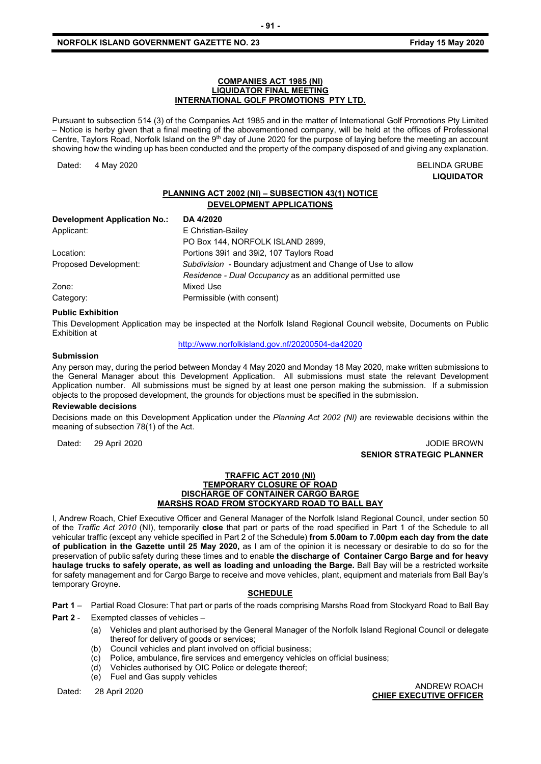**COMPANIES ACT 1985 (NI)**
**LIQUIDATOR FINAL MEETING**
**INTERNATIONAL GOLF PROMOTIONS PTY LTD.**

Pursuant to subsection 514 (3) of the Companies Act 1985 and in the matter of International Golf Promotions Pty Limited – Notice is herby given that a final meeting of the abovementioned company, will be held at the offices of Professional Centre, Taylors Road, Norfolk Island on the 9th day of June 2020 for the purpose of laying before the meeting an account showing how the winding up has been conducted and the property of the company disposed of and giving any explanation.

Dated: 4 May 2020

BELINDA GRUBE
**LIQUIDATOR**

**PLANNING ACT 2002 (NI) – SUBSECTION 43(1) NOTICE**
**DEVELOPMENT APPLICATIONS**

| **Development Application No.:** | **DA 4/2020** |
|---|---|
| Applicant: | E Christian-Bailey<br>PO Box 144, NORFOLK ISLAND 2899, |
| Location: | Portions 39i1 and 39i2, 107 Taylors Road |
| Proposed Development: | *Subdivision* - Boundary adjustment and Change of Use to allow *Residence - Dual Occupancy* as an additional permitted use |
| Zone: | Mixed Use |
| Category: | Permissible (with consent) |

**Public Exhibition**

This Development Application may be inspected at the Norfolk Island Regional Council website, Documents on Public Exhibition at

http://www.norfolkisland.gov.nf/20200504-da42020

**Submission**

Any person may, during the period between Monday 4 May 2020 and Monday 18 May 2020, make written submissions to the General Manager about this Development Application. All submissions must state the relevant Development Application number. All submissions must be signed by at least one person making the submission. If a submission objects to the proposed development, the grounds for objections must be specified in the submission.

**Reviewable decisions**

Decisions made on this Development Application under the *Planning Act 2002 (NI)* are reviewable decisions within the meaning of subsection 78(1) of the Act.

Dated: 29 April 2020

JODIE BROWN
**SENIOR STRATEGIC PLANNER**

**TRAFFIC ACT 2010 (NI)**
**TEMPORARY CLOSURE OF ROAD**
**DISCHARGE OF CONTAINER CARGO BARGE**
**MARSHS ROAD FROM STOCKYARD ROAD TO BALL BAY**

I, Andrew Roach, Chief Executive Officer and General Manager of the Norfolk Island Regional Council, under section 50 of the *Traffic Act 2010* (NI), temporarily **close** that part or parts of the road specified in Part 1 of the Schedule to all vehicular traffic (except any vehicle specified in Part 2 of the Schedule) **from 5.00am to 7.00pm each day from the date of publication in the Gazette until 25 May 2020,** as I am of the opinion it is necessary or desirable to do so for the preservation of public safety during these times and to enable **the discharge of Container Cargo Barge and for heavy haulage trucks to safely operate, as well as loading and unloading the Barge.** Ball Bay will be a restricted worksite for safety management and for Cargo Barge to receive and move vehicles, plant, equipment and materials from Ball Bay's temporary Groyne.

**SCHEDULE**

**Part 1** – Partial Road Closure: That part or parts of the roads comprising Marshs Road from Stockyard Road to Ball Bay

**Part 2** - Exempted classes of vehicles –

(a) Vehicles and plant authorised by the General Manager of the Norfolk Island Regional Council or delegate thereof for delivery of goods or services;
(b) Council vehicles and plant involved on official business;
(c) Police, ambulance, fire services and emergency vehicles on official business;
(d) Vehicles authorised by OIC Police or delegate thereof;
(e) Fuel and Gas supply vehicles

Dated: 28 April 2020

ANDREW ROACH
**CHIEF EXECUTIVE OFFICER**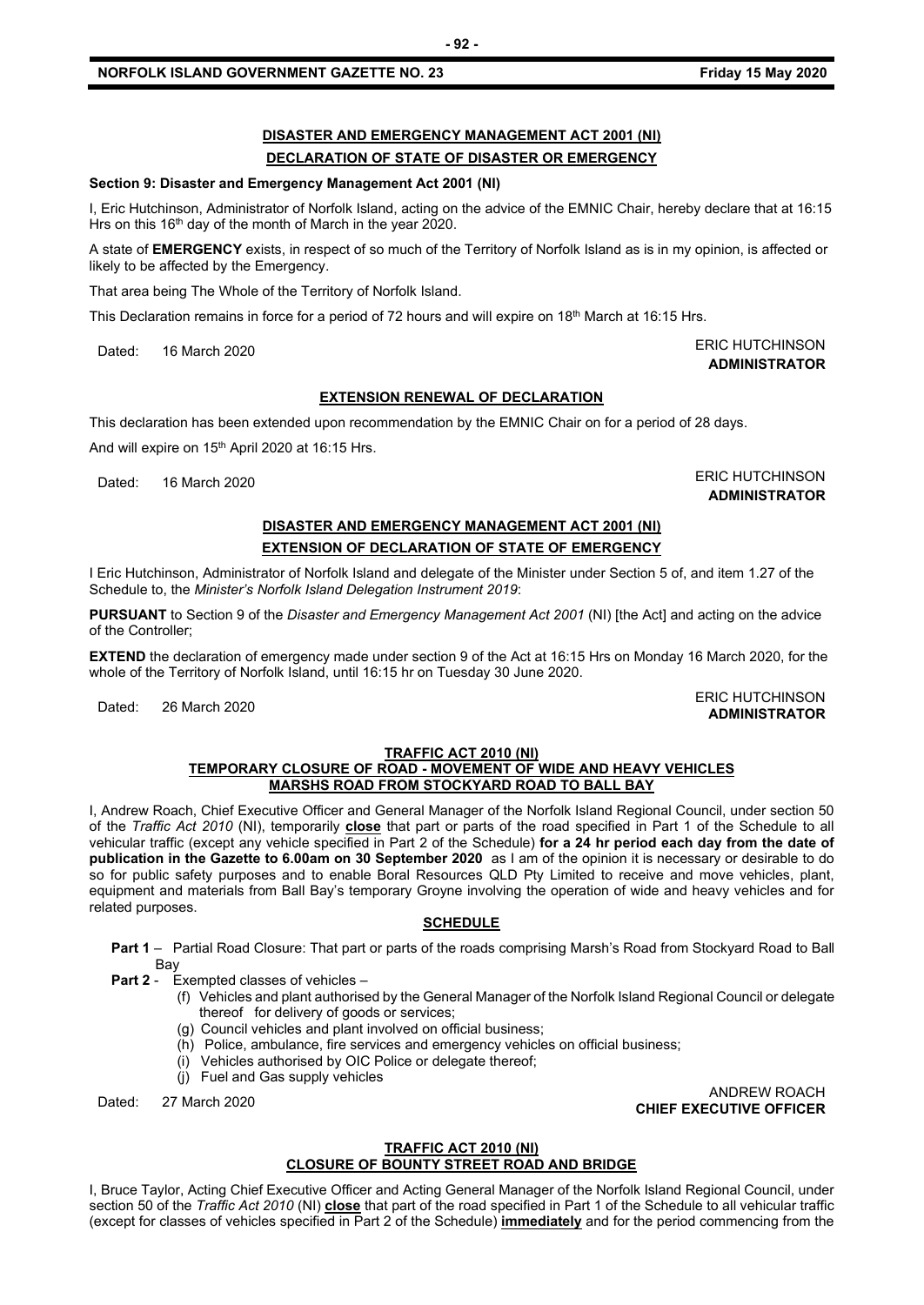## DISASTER AND EMERGENCY MANAGEMENT ACT 2001 (NI)

### DECLARATION OF STATE OF DISASTER OR EMERGENCY

**Section 9: Disaster and Emergency Management Act 2001 (NI)**

I, Eric Hutchinson, Administrator of Norfolk Island, acting on the advice of the EMNIC Chair, hereby declare that at 16:15 Hrs on this 16th day of the month of March in the year 2020.

A state of **EMERGENCY** exists, in respect of so much of the Territory of Norfolk Island as is in my opinion, is affected or likely to be affected by the Emergency.

That area being The Whole of the Territory of Norfolk Island.

This Declaration remains in force for a period of 72 hours and will expire on 18th March at 16:15 Hrs.

Dated: 16 March 2020

ERIC HUTCHINSON
**ADMINISTRATOR**

### EXTENSION RENEWAL OF DECLARATION

This declaration has been extended upon recommendation by the EMNIC Chair on for a period of 28 days.

And will expire on 15th April 2020 at 16:15 Hrs.

Dated: 16 March 2020

ERIC HUTCHINSON
**ADMINISTRATOR**

## DISASTER AND EMERGENCY MANAGEMENT ACT 2001 (NI)

### EXTENSION OF DECLARATION OF STATE OF EMERGENCY

I Eric Hutchinson, Administrator of Norfolk Island and delegate of the Minister under Section 5 of, and item 1.27 of the Schedule to, the *Minister's Norfolk Island Delegation Instrument 2019*:

**PURSUANT** to Section 9 of the *Disaster and Emergency Management Act 2001* (NI) [the Act] and acting on the advice of the Controller;

**EXTEND** the declaration of emergency made under section 9 of the Act at 16:15 Hrs on Monday 16 March 2020, for the whole of the Territory of Norfolk Island, until 16:15 hr on Tuesday 30 June 2020.

Dated: 26 March 2020

ERIC HUTCHINSON
**ADMINISTRATOR**

## TRAFFIC ACT 2010 (NI)

### TEMPORARY CLOSURE OF ROAD - MOVEMENT OF WIDE AND HEAVY VEHICLES MARSHS ROAD FROM STOCKYARD ROAD TO BALL BAY

I, Andrew Roach, Chief Executive Officer and General Manager of the Norfolk Island Regional Council, under section 50 of the *Traffic Act 2010* (NI), temporarily **close** that part or parts of the road specified in Part 1 of the Schedule to all vehicular traffic (except any vehicle specified in Part 2 of the Schedule) **for a 24 hr period each day from the date of publication in the Gazette to 6.00am on 30 September 2020** as I am of the opinion it is necessary or desirable to do so for public safety purposes and to enable Boral Resources QLD Pty Limited to receive and move vehicles, plant, equipment and materials from Ball Bay's temporary Groyne involving the operation of wide and heavy vehicles and for related purposes.

### SCHEDULE

**Part 1** – Partial Road Closure: That part or parts of the roads comprising Marsh's Road from Stockyard Road to Ball Bay

**Part 2** - Exempted classes of vehicles –

(f) Vehicles and plant authorised by the General Manager of the Norfolk Island Regional Council or delegate thereof for delivery of goods or services;
(g) Council vehicles and plant involved on official business;
(h) Police, ambulance, fire services and emergency vehicles on official business;
(i) Vehicles authorised by OIC Police or delegate thereof;
(j) Fuel and Gas supply vehicles

Dated: 27 March 2020

ANDREW ROACH
**CHIEF EXECUTIVE OFFICER**

## TRAFFIC ACT 2010 (NI)

### CLOSURE OF BOUNTY STREET ROAD AND BRIDGE

I, Bruce Taylor, Acting Chief Executive Officer and Acting General Manager of the Norfolk Island Regional Council, under section 50 of the *Traffic Act 2010* (NI) **close** that part of the road specified in Part 1 of the Schedule to all vehicular traffic (except for classes of vehicles specified in Part 2 of the Schedule) **immediately** and for the period commencing from the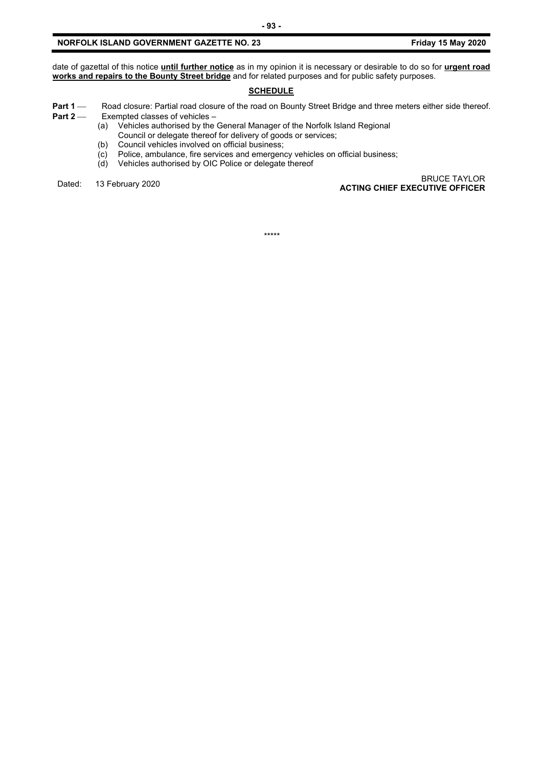date of gazettal of this notice **until further notice** as in my opinion it is necessary or desirable to do so for **urgent road works and repairs to the Bounty Street bridge** and for related purposes and for public safety purposes.

**SCHEDULE**

**Part 1** — Road closure: Partial road closure of the road on Bounty Street Bridge and three meters either side thereof.

**Part 2** — Exempted classes of vehicles –

(a) Vehicles authorised by the General Manager of the Norfolk Island Regional Council or delegate thereof for delivery of goods or services;

(b) Council vehicles involved on official business;

(c) Police, ambulance, fire services and emergency vehicles on official business;

(d) Vehicles authorised by OIC Police or delegate thereof

Dated: 13 February 2020

BRUCE TAYLOR
**ACTING CHIEF EXECUTIVE OFFICER**

*****